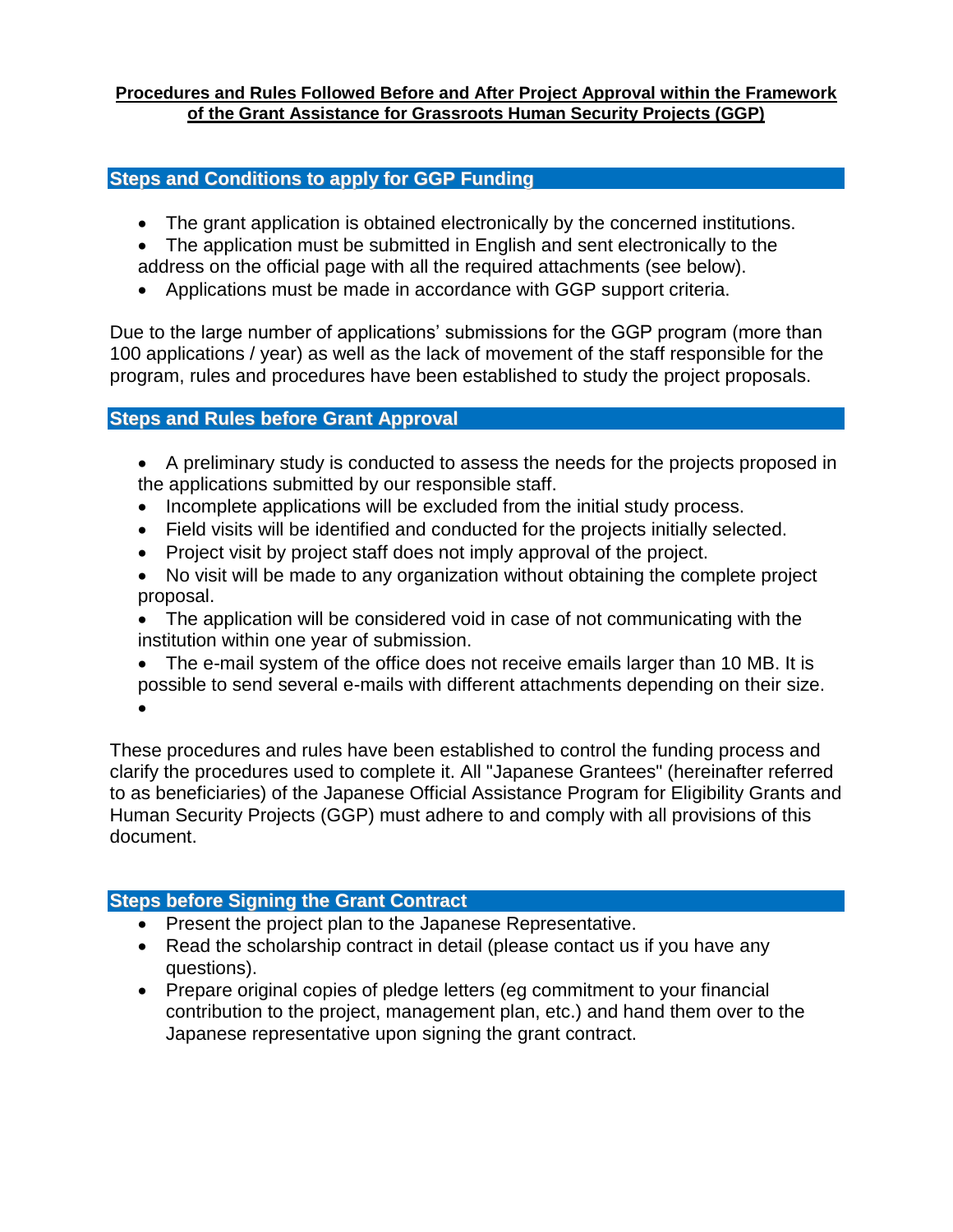**Procedures and Rules Followed Before and After Project Approval within the Framework of the Grant Assistance for Grassroots Human Security Projects (GGP)**

## Steps and Conditions to apply for GGP Funding

- The grant application is obtained electronically by the concerned institutions.
- The application must be submitted in English and sent electronically to the address on the official page with all the required attachments (see below).
- Applications must be made in accordance with GGP support criteria.

Due to the large number of applications' submissions for the GGP program (more than 100 applications / year) as well as the lack of movement of the staff responsible for the program, rules and procedures have been established to study the project proposals.

## Steps and Rules before Grant Approval

- A preliminary study is conducted to assess the needs for the projects proposed in the applications submitted by our responsible staff.
- Incomplete applications will be excluded from the initial study process.
- Field visits will be identified and conducted for the projects initially selected.
- Project visit by project staff does not imply approval of the project.
- No visit will be made to any organization without obtaining the complete project proposal.
- The application will be considered void in case of not communicating with the institution within one year of submission.
- The e-mail system of the office does not receive emails larger than 10 MB. It is possible to send several e-mails with different attachments depending on their size.

These procedures and rules have been established to control the funding process and clarify the procedures used to complete it. All "Japanese Grantees" (hereinafter referred to as beneficiaries) of the Japanese Official Assistance Program for Eligibility Grants and Human Security Projects (GGP) must adhere to and comply with all provisions of this document.

## Steps before Signing the Grant Contract

- Present the project plan to the Japanese Representative.
- Read the scholarship contract in detail (please contact us if you have any questions).
- Prepare original copies of pledge letters (eg commitment to your financial contribution to the project, management plan, etc.) and hand them over to the Japanese representative upon signing the grant contract.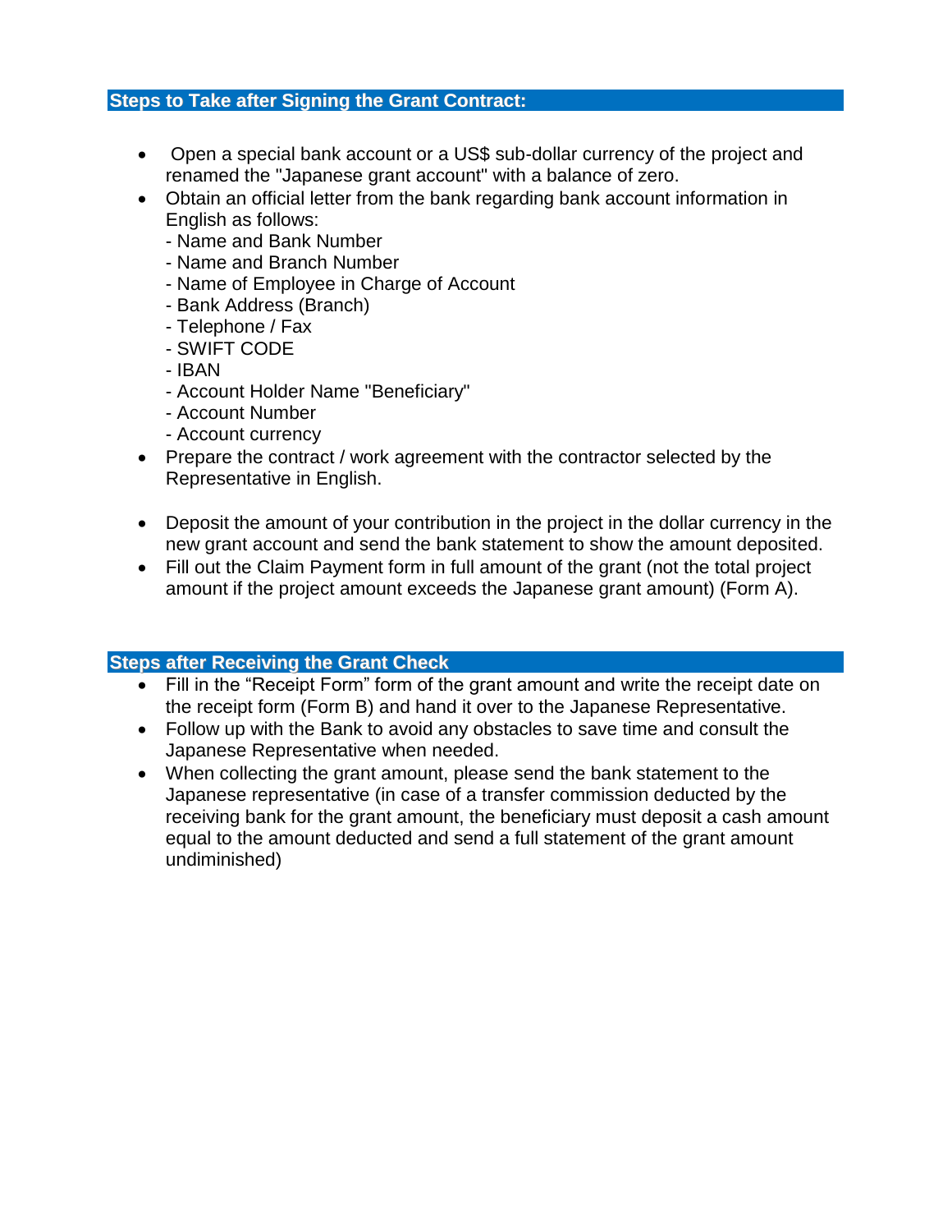## Steps to Take after Signing the Grant Contract:

- Open a special bank account or a US$ sub-dollar currency of the project and renamed the "Japanese grant account" with a balance of zero.
- Obtain an official letter from the bank regarding bank account information in English as follows:
  - Name and Bank Number
  - Name and Branch Number
  - Name of Employee in Charge of Account
  - Bank Address (Branch)
  - Telephone / Fax
  - SWIFT CODE
  - IBAN
  - Account Holder Name "Beneficiary"
  - Account Number
  - Account currency
- Prepare the contract / work agreement with the contractor selected by the Representative in English.

- Deposit the amount of your contribution in the project in the dollar currency in the new grant account and send the bank statement to show the amount deposited.
- Fill out the Claim Payment form in full amount of the grant (not the total project amount if the project amount exceeds the Japanese grant amount) (Form A).

## Steps after Receiving the Grant Check

- Fill in the "Receipt Form" form of the grant amount and write the receipt date on the receipt form (Form B) and hand it over to the Japanese Representative.
- Follow up with the Bank to avoid any obstacles to save time and consult the Japanese Representative when needed.
- When collecting the grant amount, please send the bank statement to the Japanese representative (in case of a transfer commission deducted by the receiving bank for the grant amount, the beneficiary must deposit a cash amount equal to the amount deducted and send a full statement of the grant amount undiminished)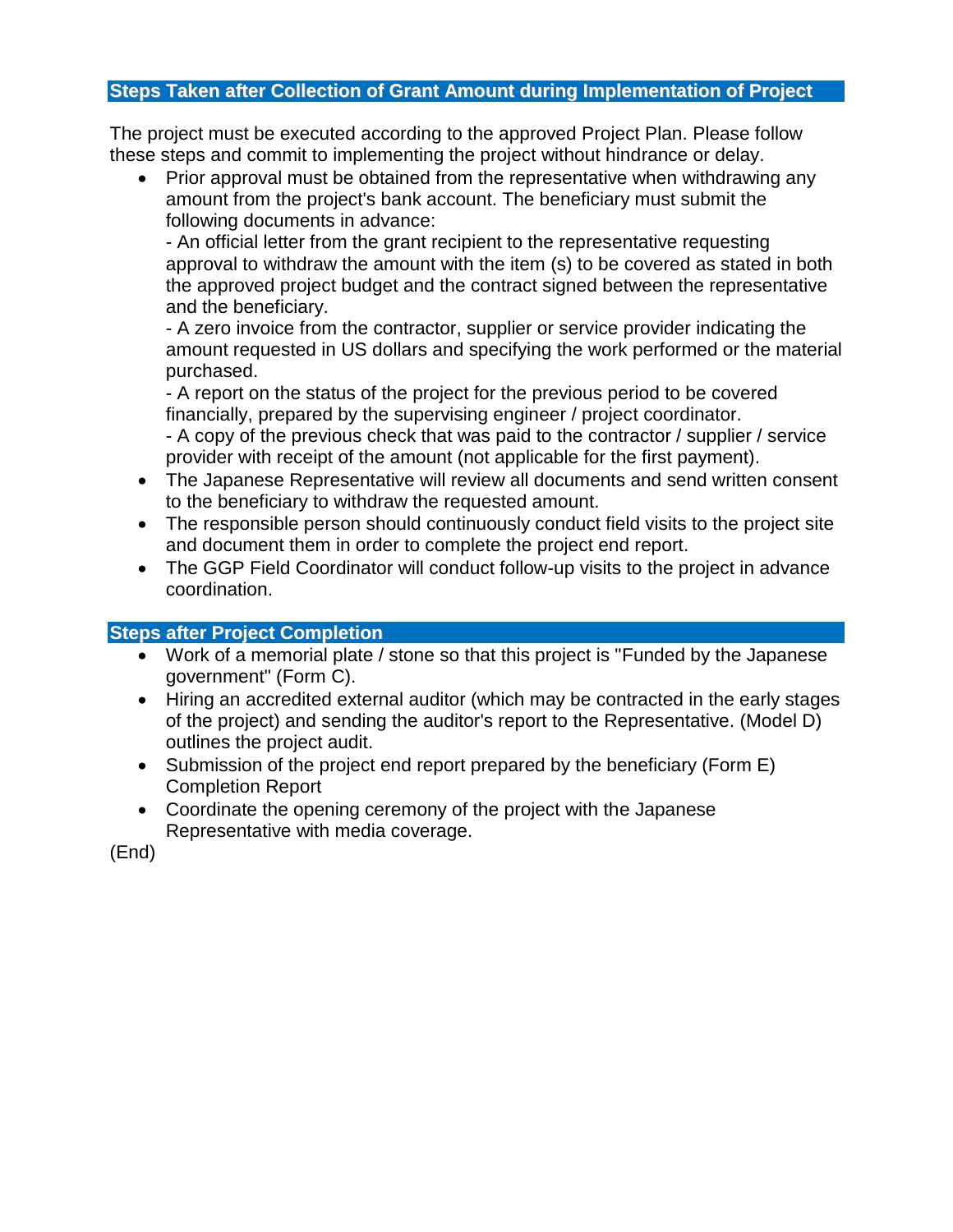## Steps Taken after Collection of Grant Amount during Implementation of Project

The project must be executed according to the approved Project Plan. Please follow these steps and commit to implementing the project without hindrance or delay.

- Prior approval must be obtained from the representative when withdrawing any amount from the project's bank account. The beneficiary must submit the following documents in advance:
  - An official letter from the grant recipient to the representative requesting approval to withdraw the amount with the item (s) to be covered as stated in both the approved project budget and the contract signed between the representative and the beneficiary.
  - A zero invoice from the contractor, supplier or service provider indicating the amount requested in US dollars and specifying the work performed or the material purchased.
  - A report on the status of the project for the previous period to be covered financially, prepared by the supervising engineer / project coordinator.
  - A copy of the previous check that was paid to the contractor / supplier / service provider with receipt of the amount (not applicable for the first payment).
- The Japanese Representative will review all documents and send written consent to the beneficiary to withdraw the requested amount.
- The responsible person should continuously conduct field visits to the project site and document them in order to complete the project end report.
- The GGP Field Coordinator will conduct follow-up visits to the project in advance coordination.

## Steps after Project Completion

- Work of a memorial plate / stone so that this project is "Funded by the Japanese government" (Form C).
- Hiring an accredited external auditor (which may be contracted in the early stages of the project) and sending the auditor's report to the Representative. (Model D) outlines the project audit.
- Submission of the project end report prepared by the beneficiary (Form E) Completion Report
- Coordinate the opening ceremony of the project with the Japanese Representative with media coverage.

(End)